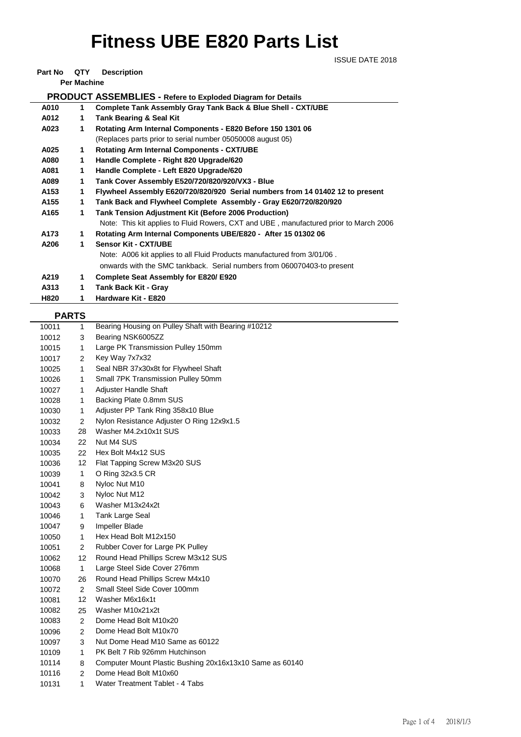# Fitness UBE E820 Parts List

ISSUE DATE 2018

## PRODUCT ASSEMBLIES - Refere to Exploded Diagram for Details

| Part No | QTY Per Machine | Description |
|---|---|---|
| **A010** | **1** | **Complete Tank Assembly Gray Tank Back & Blue Shell - CXT/UBE** |
| **A012** | **1** | **Tank Bearing & Seal Kit** |
| **A023** | **1** | **Rotating Arm Internal Components - E820 Before 150 1301 06** |
| | | (Replaces parts prior to serial number 05050008 august 05) |
| **A025** | **1** | **Rotating Arm Internal Components - CXT/UBE** |
| **A080** | **1** | **Handle Complete - Right 820 Upgrade/620** |
| **A081** | **1** | **Handle Complete - Left E820 Upgrade/620** |
| **A089** | **1** | **Tank Cover Assembly E520/720/820/920/VX3 - Blue** |
| **A153** | **1** | **Flywheel Assembly E620/720/820/920 Serial numbers from 14 01402 12 to present** |
| **A155** | **1** | **Tank Back and Flywheel Complete Assembly - Gray E620/720/820/920** |
| **A165** | **1** | **Tank Tension Adjustment Kit (Before 2006 Production)** |
| | | Note: This kit applies to Fluid Rowers, CXT and UBE , manufactured prior to March 2006 |
| **A173** | **1** | **Rotating Arm Internal Components UBE/E820 - After 15 01302 06** |
| **A206** | **1** | **Sensor Kit - CXT/UBE** |
| | | Note: A006 kit applies to all Fluid Products manufactured from 3/01/06 . |
| | | onwards with the SMC tankback. Serial numbers from 060070403-to present |
| **A219** | **1** | **Complete Seat Assembly for E820/ E920** |
| **A313** | **1** | **Tank Back Kit - Gray** |
| **H820** | **1** | **Hardware Kit - E820** |

## PARTS

| Part No | QTY Per Machine | Description |
|---|---|---|
| 10011 | 1 | Bearing Housing on Pulley Shaft with Bearing #10212 |
| 10012 | 3 | Bearing NSK6005ZZ |
| 10015 | 1 | Large PK Transmission Pulley 150mm |
| 10017 | 2 | Key Way 7x7x32 |
| 10025 | 1 | Seal NBR 37x30x8t for Flywheel Shaft |
| 10026 | 1 | Small 7PK Transmission Pulley 50mm |
| 10027 | 1 | Adjuster Handle Shaft |
| 10028 | 1 | Backing Plate 0.8mm SUS |
| 10030 | 1 | Adjuster PP Tank Ring 358x10 Blue |
| 10032 | 2 | Nylon Resistance Adjuster O Ring 12x9x1.5 |
| 10033 | 28 | Washer M4.2x10x1t SUS |
| 10034 | 22 | Nut M4 SUS |
| 10035 | 22 | Hex Bolt M4x12 SUS |
| 10036 | 12 | Flat Tapping Screw M3x20 SUS |
| 10039 | 1 | O Ring 32x3.5 CR |
| 10041 | 8 | Nyloc Nut M10 |
| 10042 | 3 | Nyloc Nut M12 |
| 10043 | 6 | Washer M13x24x2t |
| 10046 | 1 | Tank Large Seal |
| 10047 | 9 | Impeller Blade |
| 10050 | 1 | Hex Head Bolt M12x150 |
| 10051 | 2 | Rubber Cover for Large PK Pulley |
| 10062 | 12 | Round Head Phillips Screw M3x12 SUS |
| 10068 | 1 | Large Steel Side Cover 276mm |
| 10070 | 26 | Round Head Phillips Screw M4x10 |
| 10072 | 2 | Small Steel Side Cover 100mm |
| 10081 | 12 | Washer M6x16x1t |
| 10082 | 25 | Washer M10x21x2t |
| 10083 | 2 | Dome Head Bolt M10x20 |
| 10096 | 2 | Dome Head Bolt M10x70 |
| 10097 | 3 | Nut Dome Head M10 Same as 60122 |
| 10109 | 1 | PK Belt 7 Rib 926mm Hutchinson |
| 10114 | 8 | Computer Mount Plastic Bushing 20x16x13x10 Same as 60140 |
| 10116 | 2 | Dome Head Bolt M10x60 |
| 10131 | 1 | Water Treatment Tablet - 4 Tabs |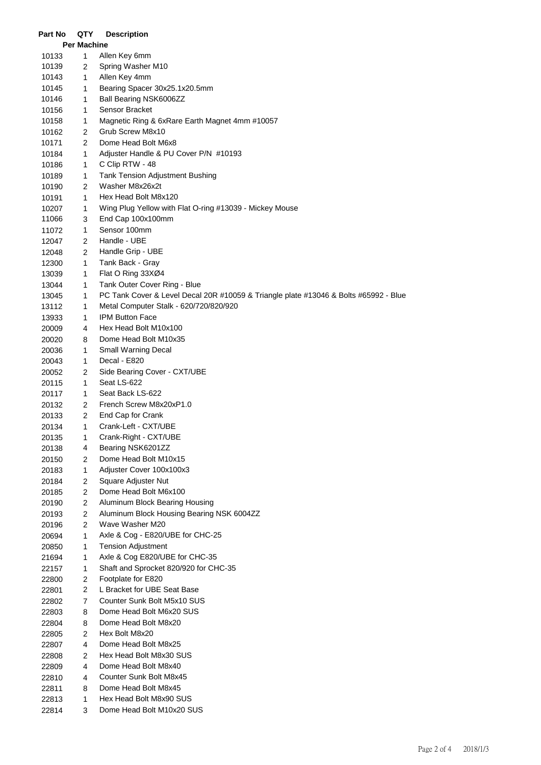| Part No | QTY Per Machine | Description |
|---|---|---|
| 10133 | 1 | Allen Key 6mm |
| 10139 | 2 | Spring Washer M10 |
| 10143 | 1 | Allen Key 4mm |
| 10145 | 1 | Bearing Spacer 30x25.1x20.5mm |
| 10146 | 1 | Ball Bearing NSK6006ZZ |
| 10156 | 1 | Sensor Bracket |
| 10158 | 1 | Magnetic Ring & 6xRare Earth Magnet 4mm #10057 |
| 10162 | 2 | Grub Screw M8x10 |
| 10171 | 2 | Dome Head Bolt M6x8 |
| 10184 | 1 | Adjuster Handle & PU Cover P/N #10193 |
| 10186 | 1 | C Clip RTW - 48 |
| 10189 | 1 | Tank Tension Adjustment Bushing |
| 10190 | 2 | Washer M8x26x2t |
| 10191 | 1 | Hex Head Bolt M8x120 |
| 10207 | 1 | Wing Plug Yellow with Flat O-ring #13039 - Mickey Mouse |
| 11066 | 3 | End Cap 100x100mm |
| 11072 | 1 | Sensor 100mm |
| 12047 | 2 | Handle - UBE |
| 12048 | 2 | Handle Grip - UBE |
| 12300 | 1 | Tank Back - Gray |
| 13039 | 1 | Flat O Ring 33XØ4 |
| 13044 | 1 | Tank Outer Cover Ring - Blue |
| 13045 | 1 | PC Tank Cover & Level Decal 20R #10059 & Triangle plate #13046 & Bolts #65992 - Blue |
| 13112 | 1 | Metal Computer Stalk - 620/720/820/920 |
| 13933 | 1 | IPM Button Face |
| 20009 | 4 | Hex Head Bolt M10x100 |
| 20020 | 8 | Dome Head Bolt M10x35 |
| 20036 | 1 | Small Warning Decal |
| 20043 | 1 | Decal - E820 |
| 20052 | 2 | Side Bearing Cover - CXT/UBE |
| 20115 | 1 | Seat LS-622 |
| 20117 | 1 | Seat Back LS-622 |
| 20132 | 2 | French Screw M8x20xP1.0 |
| 20133 | 2 | End Cap for Crank |
| 20134 | 1 | Crank-Left - CXT/UBE |
| 20135 | 1 | Crank-Right - CXT/UBE |
| 20138 | 4 | Bearing NSK6201ZZ |
| 20150 | 2 | Dome Head Bolt M10x15 |
| 20183 | 1 | Adjuster Cover 100x100x3 |
| 20184 | 2 | Square Adjuster Nut |
| 20185 | 2 | Dome Head Bolt M6x100 |
| 20190 | 2 | Aluminum Block Bearing Housing |
| 20193 | 2 | Aluminum Block Housing Bearing NSK 6004ZZ |
| 20196 | 2 | Wave Washer M20 |
| 20694 | 1 | Axle & Cog - E820/UBE for CHC-25 |
| 20850 | 1 | Tension Adjustment |
| 21694 | 1 | Axle & Cog E820/UBE for CHC-35 |
| 22157 | 1 | Shaft and Sprocket 820/920 for CHC-35 |
| 22800 | 2 | Footplate for E820 |
| 22801 | 2 | L Bracket for UBE Seat Base |
| 22802 | 7 | Counter Sunk Bolt M5x10 SUS |
| 22803 | 8 | Dome Head Bolt M6x20 SUS |
| 22804 | 8 | Dome Head Bolt M8x20 |
| 22805 | 2 | Hex Bolt M8x20 |
| 22807 | 4 | Dome Head Bolt M8x25 |
| 22808 | 2 | Hex Head Bolt M8x30 SUS |
| 22809 | 4 | Dome Head Bolt M8x40 |
| 22810 | 4 | Counter Sunk Bolt M8x45 |
| 22811 | 8 | Dome Head Bolt M8x45 |
| 22813 | 1 | Hex Head Bolt M8x90 SUS |
| 22814 | 3 | Dome Head Bolt M10x20 SUS |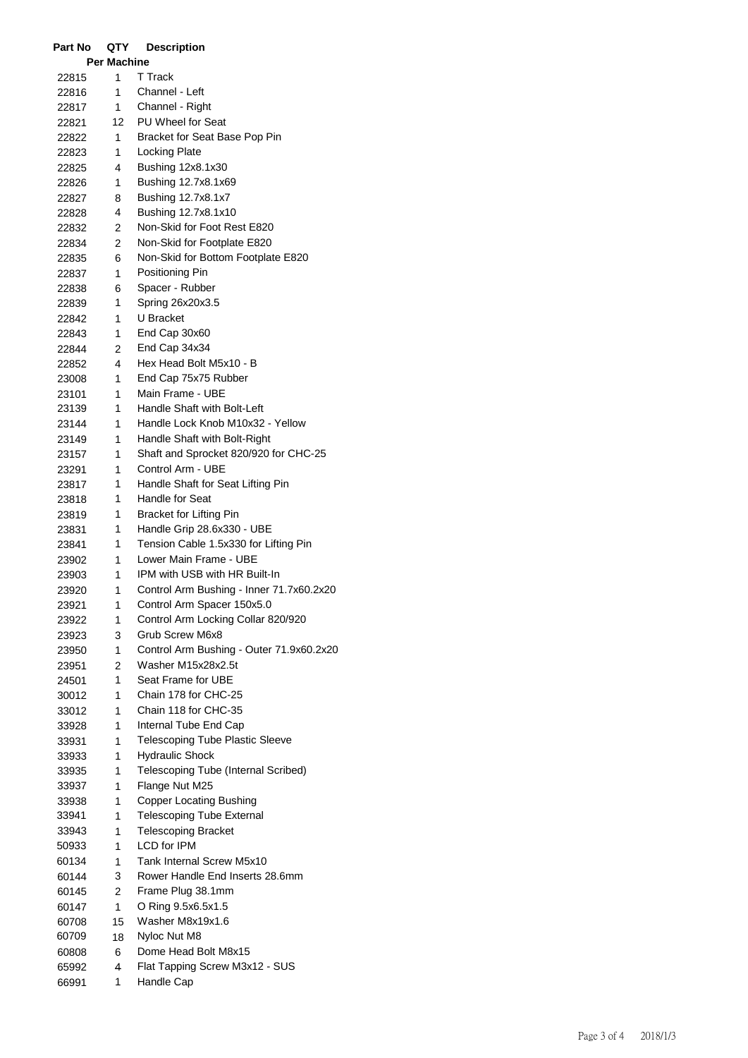| Part No | QTY Per Machine | Description |
|---|---|---|
| 22815 | 1 | T Track |
| 22816 | 1 | Channel - Left |
| 22817 | 1 | Channel - Right |
| 22821 | 12 | PU Wheel for Seat |
| 22822 | 1 | Bracket for Seat Base Pop Pin |
| 22823 | 1 | Locking Plate |
| 22825 | 4 | Bushing 12x8.1x30 |
| 22826 | 1 | Bushing 12.7x8.1x69 |
| 22827 | 8 | Bushing 12.7x8.1x7 |
| 22828 | 4 | Bushing 12.7x8.1x10 |
| 22832 | 2 | Non-Skid for Foot Rest E820 |
| 22834 | 2 | Non-Skid for Footplate E820 |
| 22835 | 6 | Non-Skid for Bottom Footplate E820 |
| 22837 | 1 | Positioning Pin |
| 22838 | 6 | Spacer - Rubber |
| 22839 | 1 | Spring 26x20x3.5 |
| 22842 | 1 | U Bracket |
| 22843 | 1 | End Cap 30x60 |
| 22844 | 2 | End Cap 34x34 |
| 22852 | 4 | Hex Head Bolt M5x10 - B |
| 23008 | 1 | End Cap 75x75 Rubber |
| 23101 | 1 | Main Frame - UBE |
| 23139 | 1 | Handle Shaft with Bolt-Left |
| 23144 | 1 | Handle Lock Knob M10x32 - Yellow |
| 23149 | 1 | Handle Shaft with Bolt-Right |
| 23157 | 1 | Shaft and Sprocket 820/920 for CHC-25 |
| 23291 | 1 | Control Arm - UBE |
| 23817 | 1 | Handle Shaft for Seat Lifting Pin |
| 23818 | 1 | Handle for Seat |
| 23819 | 1 | Bracket for Lifting Pin |
| 23831 | 1 | Handle Grip 28.6x330 - UBE |
| 23841 | 1 | Tension Cable 1.5x330 for Lifting Pin |
| 23902 | 1 | Lower Main Frame - UBE |
| 23903 | 1 | IPM with USB with HR Built-In |
| 23920 | 1 | Control Arm Bushing - Inner 71.7x60.2x20 |
| 23921 | 1 | Control Arm Spacer 150x5.0 |
| 23922 | 1 | Control Arm Locking Collar 820/920 |
| 23923 | 3 | Grub Screw M6x8 |
| 23950 | 1 | Control Arm Bushing - Outer 71.9x60.2x20 |
| 23951 | 2 | Washer M15x28x2.5t |
| 24501 | 1 | Seat Frame for UBE |
| 30012 | 1 | Chain 178 for CHC-25 |
| 33012 | 1 | Chain 118 for CHC-35 |
| 33928 | 1 | Internal Tube End Cap |
| 33931 | 1 | Telescoping Tube Plastic Sleeve |
| 33933 | 1 | Hydraulic Shock |
| 33935 | 1 | Telescoping Tube (Internal Scribed) |
| 33937 | 1 | Flange Nut M25 |
| 33938 | 1 | Copper Locating Bushing |
| 33941 | 1 | Telescoping Tube External |
| 33943 | 1 | Telescoping Bracket |
| 50933 | 1 | LCD for IPM |
| 60134 | 1 | Tank Internal Screw M5x10 |
| 60144 | 3 | Rower Handle End Inserts 28.6mm |
| 60145 | 2 | Frame Plug 38.1mm |
| 60147 | 1 | O Ring 9.5x6.5x1.5 |
| 60708 | 15 | Washer M8x19x1.6 |
| 60709 | 18 | Nyloc Nut M8 |
| 60808 | 6 | Dome Head Bolt M8x15 |
| 65992 | 4 | Flat Tapping Screw M3x12 - SUS |
| 66991 | 1 | Handle Cap |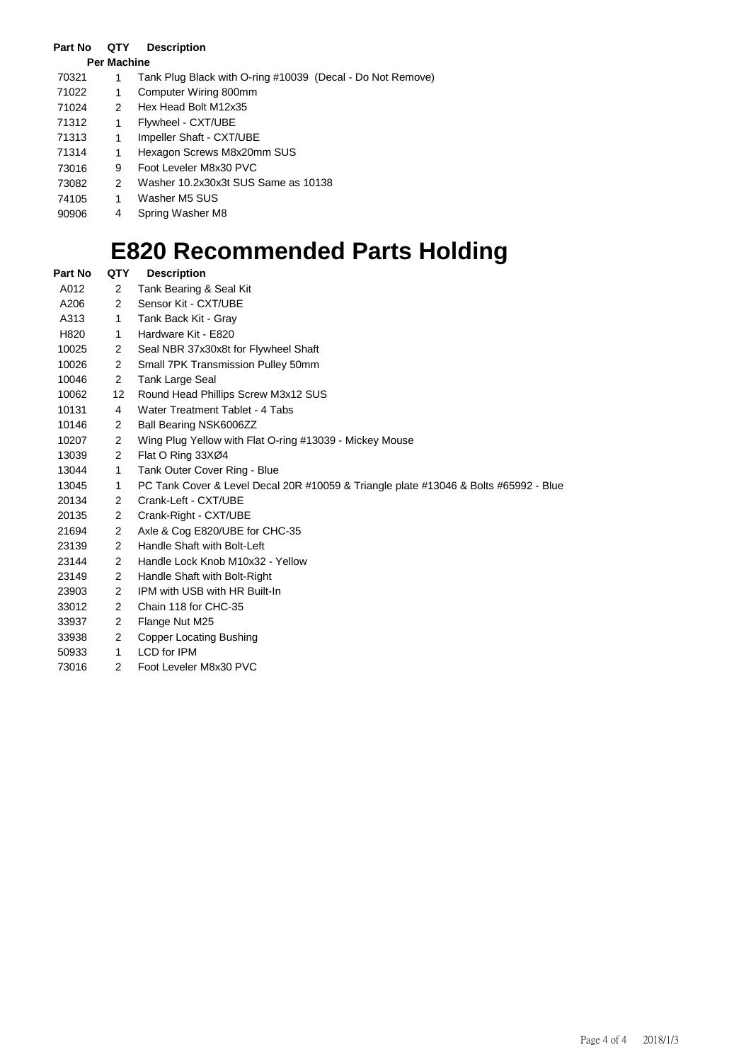| Part No | QTY Per Machine | Description |
|---|---|---|
| 70321 | 1 | Tank Plug Black with O-ring #10039 (Decal - Do Not Remove) |
| 71022 | 1 | Computer Wiring 800mm |
| 71024 | 2 | Hex Head Bolt M12x35 |
| 71312 | 1 | Flywheel - CXT/UBE |
| 71313 | 1 | Impeller Shaft - CXT/UBE |
| 71314 | 1 | Hexagon Screws M8x20mm SUS |
| 73016 | 9 | Foot Leveler M8x30 PVC |
| 73082 | 2 | Washer 10.2x30x3t SUS Same as 10138 |
| 74105 | 1 | Washer M5 SUS |
| 90906 | 4 | Spring Washer M8 |

# E820 Recommended Parts Holding

| Part No | QTY | Description |
|---|---|---|
| A012 | 2 | Tank Bearing & Seal Kit |
| A206 | 2 | Sensor Kit - CXT/UBE |
| A313 | 1 | Tank Back Kit - Gray |
| H820 | 1 | Hardware Kit - E820 |
| 10025 | 2 | Seal NBR 37x30x8t for Flywheel Shaft |
| 10026 | 2 | Small 7PK Transmission Pulley 50mm |
| 10046 | 2 | Tank Large Seal |
| 10062 | 12 | Round Head Phillips Screw M3x12 SUS |
| 10131 | 4 | Water Treatment Tablet - 4 Tabs |
| 10146 | 2 | Ball Bearing NSK6006ZZ |
| 10207 | 2 | Wing Plug Yellow with Flat O-ring #13039 - Mickey Mouse |
| 13039 | 2 | Flat O Ring 33XØ4 |
| 13044 | 1 | Tank Outer Cover Ring - Blue |
| 13045 | 1 | PC Tank Cover & Level Decal 20R #10059 & Triangle plate #13046 & Bolts #65992 - Blue |
| 20134 | 2 | Crank-Left - CXT/UBE |
| 20135 | 2 | Crank-Right - CXT/UBE |
| 21694 | 2 | Axle & Cog E820/UBE for CHC-35 |
| 23139 | 2 | Handle Shaft with Bolt-Left |
| 23144 | 2 | Handle Lock Knob M10x32 - Yellow |
| 23149 | 2 | Handle Shaft with Bolt-Right |
| 23903 | 2 | IPM with USB with HR Built-In |
| 33012 | 2 | Chain 118 for CHC-35 |
| 33937 | 2 | Flange Nut M25 |
| 33938 | 2 | Copper Locating Bushing |
| 50933 | 1 | LCD for IPM |
| 73016 | 2 | Foot Leveler M8x30 PVC |

2018/1/3